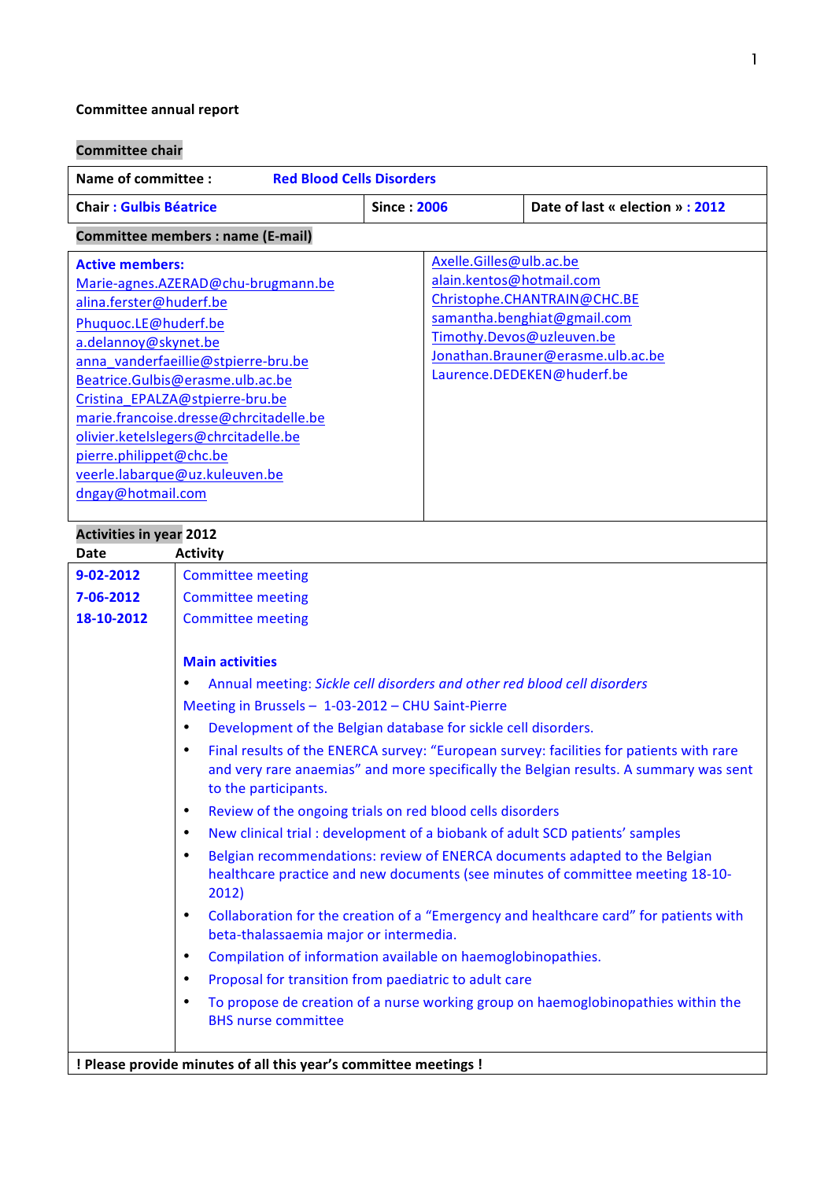**Committee annual report**

**Committee chair**

| Name of committee : | Red Blood Cells Disorders | |
|---|---|---|
| Chair : Gulbis Béatrice | Since : 2006 | Date of last « election » : 2012 |

**Committee members : name (E-mail)**

**Active members:**

- Marie-agnes.AZERAD@chu-brugmann.be
- alina.ferster@huderf.be
- Phuquoc.LE@huderf.be
- a.delannoy@skynet.be
- anna_vanderfaeillie@stpierre-bru.be
- Beatrice.Gulbis@erasme.ulb.ac.be
- Cristina_EPALZA@stpierre-bru.be
- marie.francoise.dresse@chrcitadelle.be
- olivier.ketelslegers@chrcitadelle.be
- pierre.philippet@chc.be
- veerle.labarque@uz.kuleuven.be
- dngay@hotmail.com
- Axelle.Gilles@ulb.ac.be
- alain.kentos@hotmail.com
- Christophe.CHANTRAIN@CHC.BE
- samantha.benghiat@gmail.com
- Timothy.Devos@uzleuven.be
- Jonathan.Brauner@erasme.ulb.ac.be
- Laurence.DEDEKEN@huderf.be

**Activities in year 2012**

| Date | Activity |
|---|---|
| 9-02-2012 | Committee meeting |
| 7-06-2012 | Committee meeting |
| 18-10-2012 | Committee meeting |

**Main activities**

- Annual meeting: *Sickle cell disorders and other red blood cell disorders*

  Meeting in Brussels – 1-03-2012 – CHU Saint-Pierre
- Development of the Belgian database for sickle cell disorders.
- Final results of the ENERCA survey: "European survey: facilities for patients with rare and very rare anaemias" and more specifically the Belgian results. A summary was sent to the participants.
- Review of the ongoing trials on red blood cells disorders
- New clinical trial : development of a biobank of adult SCD patients' samples
- Belgian recommendations: review of ENERCA documents adapted to the Belgian healthcare practice and new documents (see minutes of committee meeting 18-10-2012)
- Collaboration for the creation of a "Emergency and healthcare card" for patients with beta-thalassaemia major or intermedia.
- Compilation of information available on haemoglobinopathies.
- Proposal for transition from paediatric to adult care
- To propose de creation of a nurse working group on haemoglobinopathies within the BHS nurse committee

**! Please provide minutes of all this year's committee meetings !**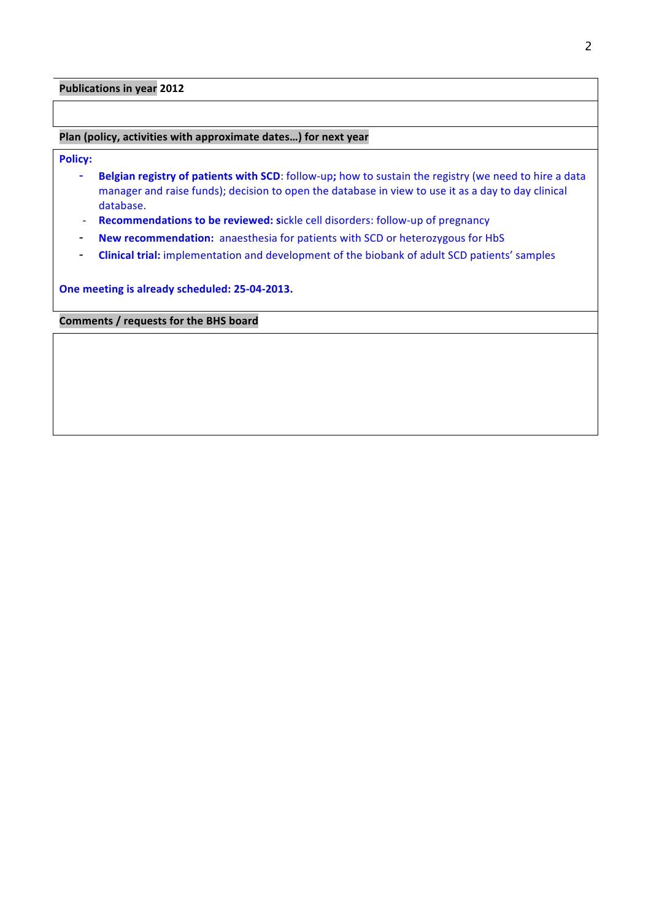**Publications in year 2012**

**Plan (policy, activities with approximate dates…) for next year**

**Policy:**

- **Belgian registry of patients with SCD**: follow-up**;** how to sustain the registry (we need to hire a data manager and raise funds); decision to open the database in view to use it as a day to day clinical database.
- **Recommendations to be reviewed: s**ickle cell disorders: follow-up of pregnancy
- **New recommendation:** anaesthesia for patients with SCD or heterozygous for HbS
- **Clinical trial:** implementation and development of the biobank of adult SCD patients' samples

**One meeting is already scheduled: 25-04-2013.**

**Comments / requests for the BHS board**